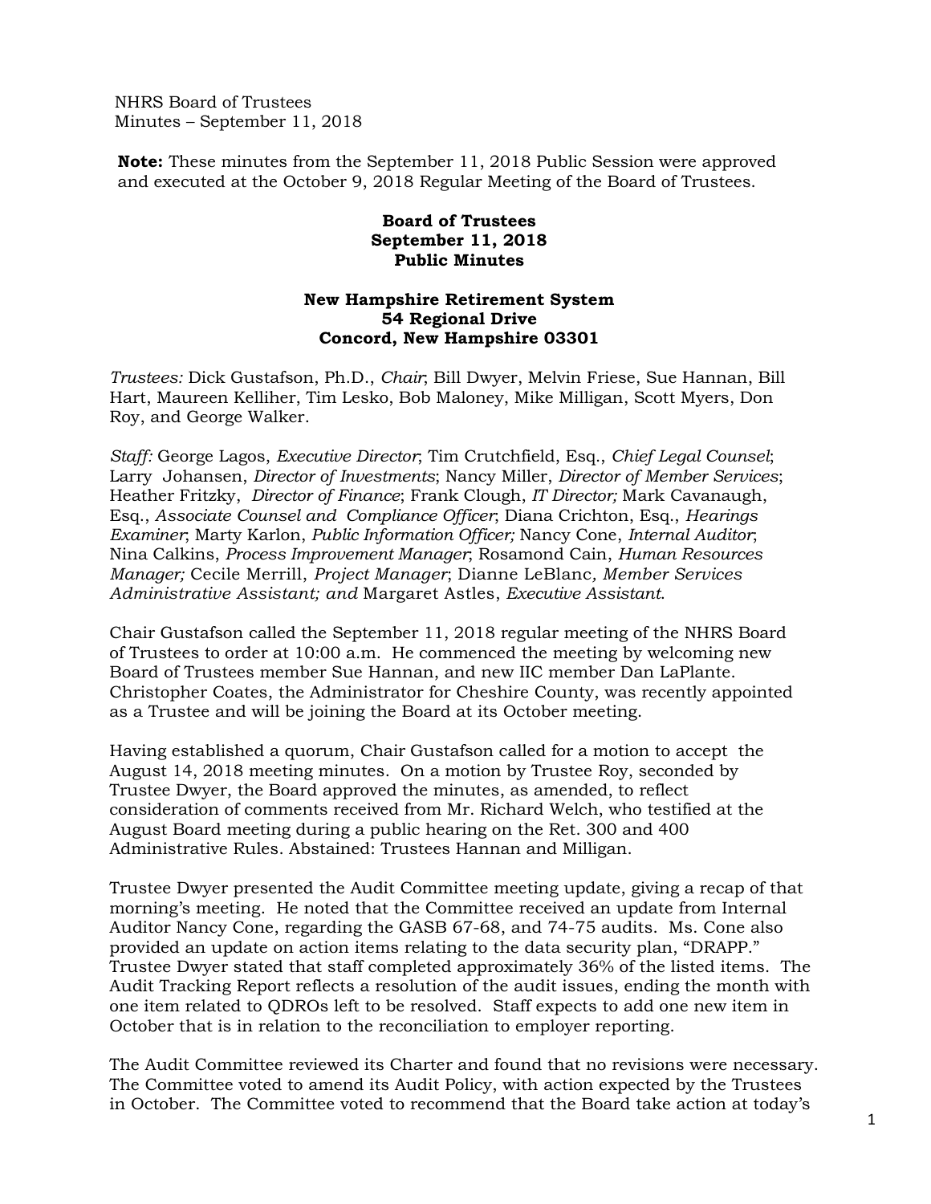NHRS Board of Trustees
Minutes – September 11, 2018

**Note:** These minutes from the September 11, 2018 Public Session were approved and executed at the October 9, 2018 Regular Meeting of the Board of Trustees.

**Board of Trustees**
**September 11, 2018**
**Public Minutes**

**New Hampshire Retirement System**
**54 Regional Drive**
**Concord, New Hampshire 03301**

*Trustees:* Dick Gustafson, Ph.D., *Chair*; Bill Dwyer, Melvin Friese, Sue Hannan, Bill Hart, Maureen Kelliher, Tim Lesko, Bob Maloney, Mike Milligan, Scott Myers, Don Roy, and George Walker.

*Staff:* George Lagos, *Executive Director*; Tim Crutchfield, Esq., *Chief Legal Counsel*; Larry Johansen, *Director of Investments*; Nancy Miller, *Director of Member Services*; Heather Fritzky, *Director of Finance*; Frank Clough, *IT Director;* Mark Cavanaugh, Esq., *Associate Counsel and Compliance Officer*; Diana Crichton, Esq., *Hearings Examiner*; Marty Karlon, *Public Information Officer;* Nancy Cone, *Internal Auditor*; Nina Calkins, *Process Improvement Manager*; Rosamond Cain, *Human Resources Manager;* Cecile Merrill, *Project Manager*; Dianne LeBlanc*, Member Services Administrative Assistant; and* Margaret Astles, *Executive Assistant*.

Chair Gustafson called the September 11, 2018 regular meeting of the NHRS Board of Trustees to order at 10:00 a.m. He commenced the meeting by welcoming new Board of Trustees member Sue Hannan, and new IIC member Dan LaPlante. Christopher Coates, the Administrator for Cheshire County, was recently appointed as a Trustee and will be joining the Board at its October meeting.

Having established a quorum, Chair Gustafson called for a motion to accept the August 14, 2018 meeting minutes. On a motion by Trustee Roy, seconded by Trustee Dwyer, the Board approved the minutes, as amended, to reflect consideration of comments received from Mr. Richard Welch, who testified at the August Board meeting during a public hearing on the Ret. 300 and 400 Administrative Rules. Abstained: Trustees Hannan and Milligan.

Trustee Dwyer presented the Audit Committee meeting update, giving a recap of that morning's meeting. He noted that the Committee received an update from Internal Auditor Nancy Cone, regarding the GASB 67-68, and 74-75 audits. Ms. Cone also provided an update on action items relating to the data security plan, "DRAPP." Trustee Dwyer stated that staff completed approximately 36% of the listed items. The Audit Tracking Report reflects a resolution of the audit issues, ending the month with one item related to QDROs left to be resolved. Staff expects to add one new item in October that is in relation to the reconciliation to employer reporting.

The Audit Committee reviewed its Charter and found that no revisions were necessary. The Committee voted to amend its Audit Policy, with action expected by the Trustees in October. The Committee voted to recommend that the Board take action at today's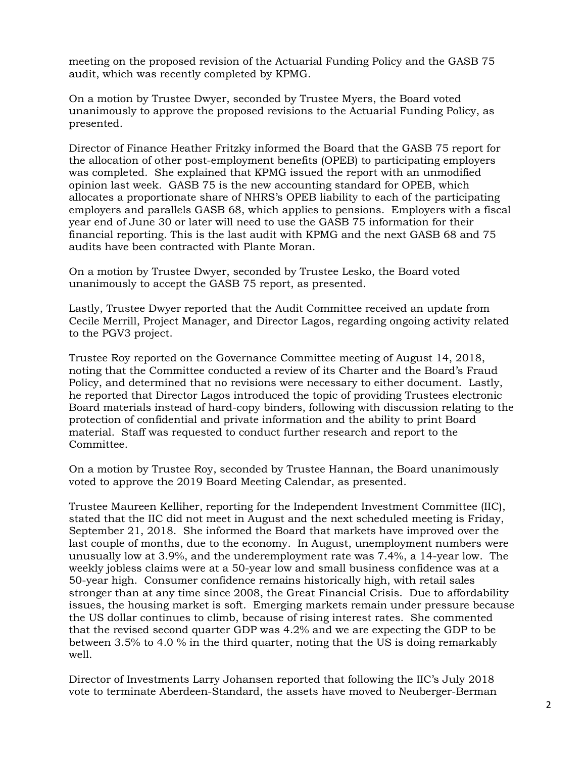meeting on the proposed revision of the Actuarial Funding Policy and the GASB 75 audit, which was recently completed by KPMG.

On a motion by Trustee Dwyer, seconded by Trustee Myers, the Board voted unanimously to approve the proposed revisions to the Actuarial Funding Policy, as presented.

Director of Finance Heather Fritzky informed the Board that the GASB 75 report for the allocation of other post-employment benefits (OPEB) to participating employers was completed. She explained that KPMG issued the report with an unmodified opinion last week. GASB 75 is the new accounting standard for OPEB, which allocates a proportionate share of NHRS's OPEB liability to each of the participating employers and parallels GASB 68, which applies to pensions. Employers with a fiscal year end of June 30 or later will need to use the GASB 75 information for their financial reporting. This is the last audit with KPMG and the next GASB 68 and 75 audits have been contracted with Plante Moran.

On a motion by Trustee Dwyer, seconded by Trustee Lesko, the Board voted unanimously to accept the GASB 75 report, as presented.

Lastly, Trustee Dwyer reported that the Audit Committee received an update from Cecile Merrill, Project Manager, and Director Lagos, regarding ongoing activity related to the PGV3 project.

Trustee Roy reported on the Governance Committee meeting of August 14, 2018, noting that the Committee conducted a review of its Charter and the Board's Fraud Policy, and determined that no revisions were necessary to either document. Lastly, he reported that Director Lagos introduced the topic of providing Trustees electronic Board materials instead of hard-copy binders, following with discussion relating to the protection of confidential and private information and the ability to print Board material. Staff was requested to conduct further research and report to the Committee.

On a motion by Trustee Roy, seconded by Trustee Hannan, the Board unanimously voted to approve the 2019 Board Meeting Calendar, as presented.

Trustee Maureen Kelliher, reporting for the Independent Investment Committee (IIC), stated that the IIC did not meet in August and the next scheduled meeting is Friday, September 21, 2018. She informed the Board that markets have improved over the last couple of months, due to the economy. In August, unemployment numbers were unusually low at 3.9%, and the underemployment rate was 7.4%, a 14-year low. The weekly jobless claims were at a 50-year low and small business confidence was at a 50-year high. Consumer confidence remains historically high, with retail sales stronger than at any time since 2008, the Great Financial Crisis. Due to affordability issues, the housing market is soft. Emerging markets remain under pressure because the US dollar continues to climb, because of rising interest rates. She commented that the revised second quarter GDP was 4.2% and we are expecting the GDP to be between 3.5% to 4.0 % in the third quarter, noting that the US is doing remarkably well.

Director of Investments Larry Johansen reported that following the IIC's July 2018 vote to terminate Aberdeen-Standard, the assets have moved to Neuberger-Berman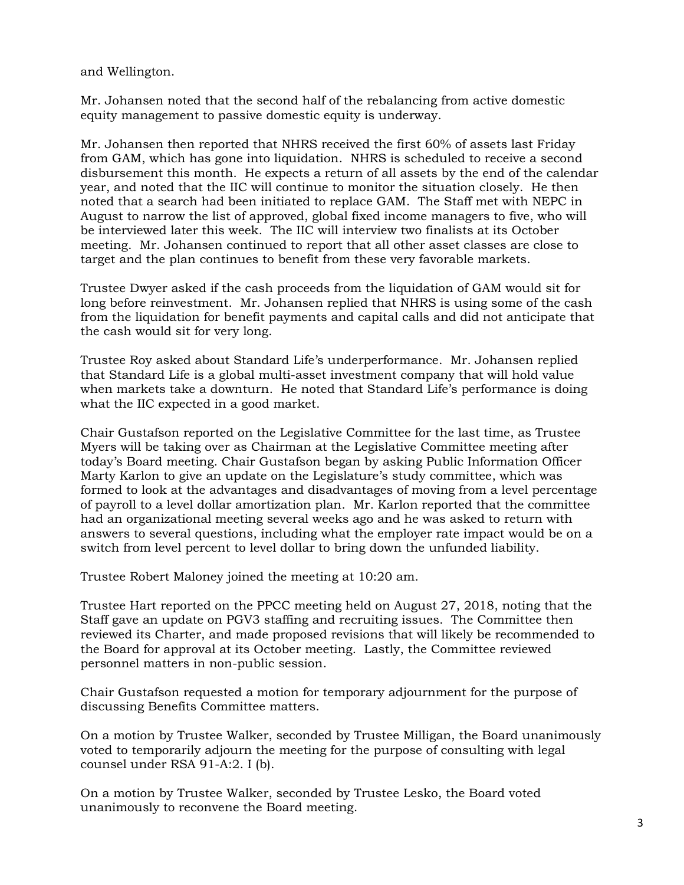and Wellington.

Mr. Johansen noted that the second half of the rebalancing from active domestic equity management to passive domestic equity is underway.

Mr. Johansen then reported that NHRS received the first 60% of assets last Friday from GAM, which has gone into liquidation. NHRS is scheduled to receive a second disbursement this month. He expects a return of all assets by the end of the calendar year, and noted that the IIC will continue to monitor the situation closely. He then noted that a search had been initiated to replace GAM. The Staff met with NEPC in August to narrow the list of approved, global fixed income managers to five, who will be interviewed later this week. The IIC will interview two finalists at its October meeting. Mr. Johansen continued to report that all other asset classes are close to target and the plan continues to benefit from these very favorable markets.

Trustee Dwyer asked if the cash proceeds from the liquidation of GAM would sit for long before reinvestment. Mr. Johansen replied that NHRS is using some of the cash from the liquidation for benefit payments and capital calls and did not anticipate that the cash would sit for very long.

Trustee Roy asked about Standard Life's underperformance. Mr. Johansen replied that Standard Life is a global multi-asset investment company that will hold value when markets take a downturn. He noted that Standard Life's performance is doing what the IIC expected in a good market.

Chair Gustafson reported on the Legislative Committee for the last time, as Trustee Myers will be taking over as Chairman at the Legislative Committee meeting after today's Board meeting. Chair Gustafson began by asking Public Information Officer Marty Karlon to give an update on the Legislature's study committee, which was formed to look at the advantages and disadvantages of moving from a level percentage of payroll to a level dollar amortization plan. Mr. Karlon reported that the committee had an organizational meeting several weeks ago and he was asked to return with answers to several questions, including what the employer rate impact would be on a switch from level percent to level dollar to bring down the unfunded liability.

Trustee Robert Maloney joined the meeting at 10:20 am.

Trustee Hart reported on the PPCC meeting held on August 27, 2018, noting that the Staff gave an update on PGV3 staffing and recruiting issues. The Committee then reviewed its Charter, and made proposed revisions that will likely be recommended to the Board for approval at its October meeting. Lastly, the Committee reviewed personnel matters in non-public session.

Chair Gustafson requested a motion for temporary adjournment for the purpose of discussing Benefits Committee matters.

On a motion by Trustee Walker, seconded by Trustee Milligan, the Board unanimously voted to temporarily adjourn the meeting for the purpose of consulting with legal counsel under RSA 91-A:2. I (b).

On a motion by Trustee Walker, seconded by Trustee Lesko, the Board voted unanimously to reconvene the Board meeting.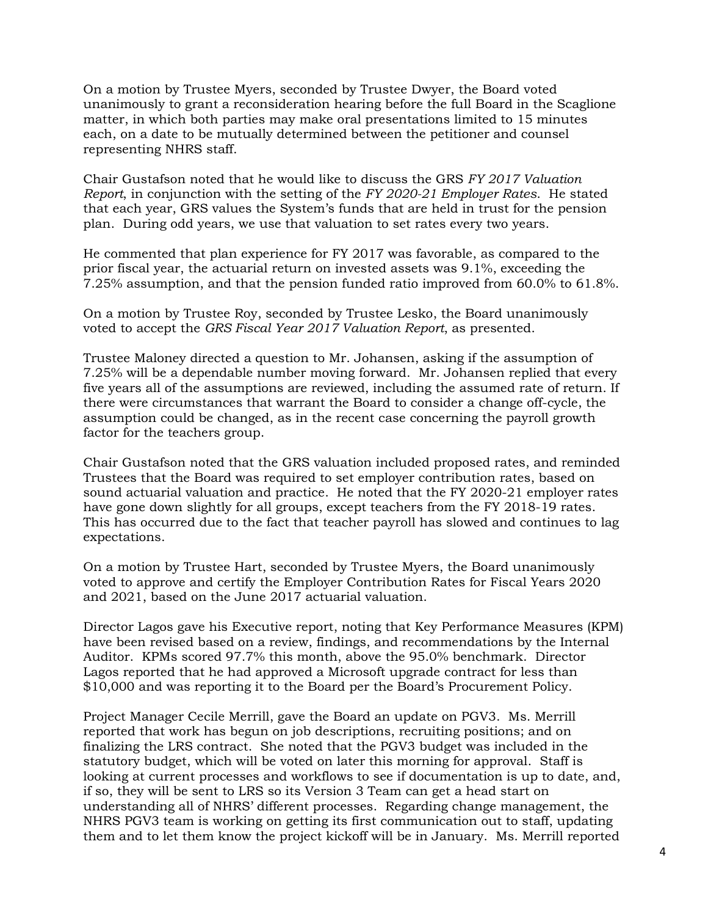On a motion by Trustee Myers, seconded by Trustee Dwyer, the Board voted unanimously to grant a reconsideration hearing before the full Board in the Scaglione matter, in which both parties may make oral presentations limited to 15 minutes each, on a date to be mutually determined between the petitioner and counsel representing NHRS staff.

Chair Gustafson noted that he would like to discuss the GRS *FY 2017 Valuation Report*, in conjunction with the setting of the *FY 2020-21 Employer Rates*. He stated that each year, GRS values the System's funds that are held in trust for the pension plan. During odd years, we use that valuation to set rates every two years.

He commented that plan experience for FY 2017 was favorable, as compared to the prior fiscal year, the actuarial return on invested assets was 9.1%, exceeding the 7.25% assumption, and that the pension funded ratio improved from 60.0% to 61.8%.

On a motion by Trustee Roy, seconded by Trustee Lesko, the Board unanimously voted to accept the *GRS Fiscal Year 2017 Valuation Report*, as presented.

Trustee Maloney directed a question to Mr. Johansen, asking if the assumption of 7.25% will be a dependable number moving forward. Mr. Johansen replied that every five years all of the assumptions are reviewed, including the assumed rate of return. If there were circumstances that warrant the Board to consider a change off-cycle, the assumption could be changed, as in the recent case concerning the payroll growth factor for the teachers group.

Chair Gustafson noted that the GRS valuation included proposed rates, and reminded Trustees that the Board was required to set employer contribution rates, based on sound actuarial valuation and practice. He noted that the FY 2020-21 employer rates have gone down slightly for all groups, except teachers from the FY 2018-19 rates. This has occurred due to the fact that teacher payroll has slowed and continues to lag expectations.

On a motion by Trustee Hart, seconded by Trustee Myers, the Board unanimously voted to approve and certify the Employer Contribution Rates for Fiscal Years 2020 and 2021, based on the June 2017 actuarial valuation.

Director Lagos gave his Executive report, noting that Key Performance Measures (KPM) have been revised based on a review, findings, and recommendations by the Internal Auditor. KPMs scored 97.7% this month, above the 95.0% benchmark. Director Lagos reported that he had approved a Microsoft upgrade contract for less than $10,000 and was reporting it to the Board per the Board's Procurement Policy.

Project Manager Cecile Merrill, gave the Board an update on PGV3. Ms. Merrill reported that work has begun on job descriptions, recruiting positions; and on finalizing the LRS contract. She noted that the PGV3 budget was included in the statutory budget, which will be voted on later this morning for approval. Staff is looking at current processes and workflows to see if documentation is up to date, and, if so, they will be sent to LRS so its Version 3 Team can get a head start on understanding all of NHRS' different processes. Regarding change management, the NHRS PGV3 team is working on getting its first communication out to staff, updating them and to let them know the project kickoff will be in January. Ms. Merrill reported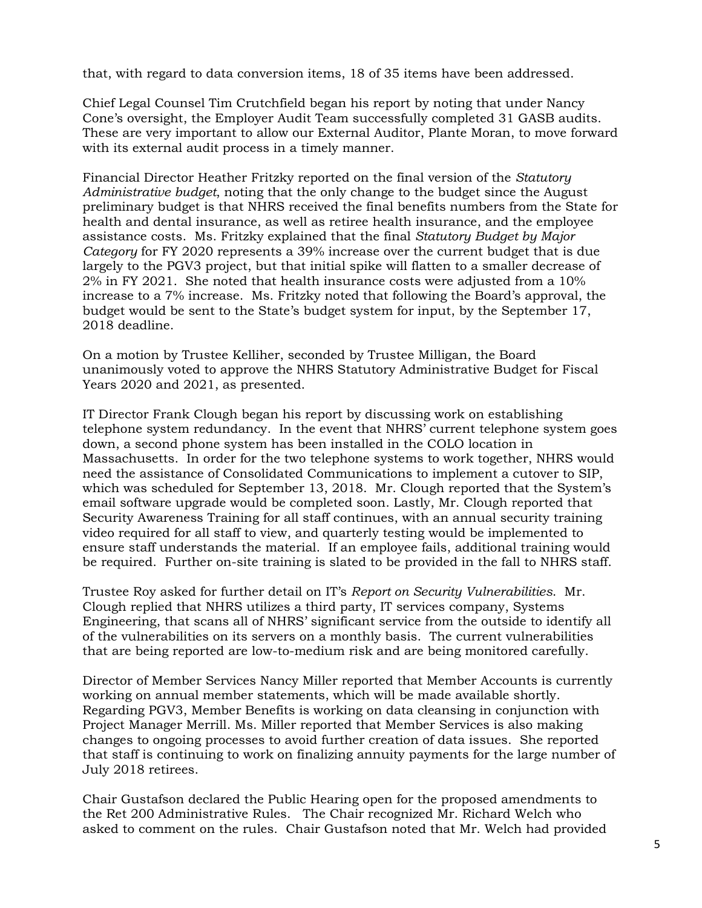that, with regard to data conversion items, 18 of 35 items have been addressed.

Chief Legal Counsel Tim Crutchfield began his report by noting that under Nancy Cone's oversight, the Employer Audit Team successfully completed 31 GASB audits. These are very important to allow our External Auditor, Plante Moran, to move forward with its external audit process in a timely manner.

Financial Director Heather Fritzky reported on the final version of the *Statutory Administrative budget*, noting that the only change to the budget since the August preliminary budget is that NHRS received the final benefits numbers from the State for health and dental insurance, as well as retiree health insurance, and the employee assistance costs. Ms. Fritzky explained that the final *Statutory Budget by Major Category* for FY 2020 represents a 39% increase over the current budget that is due largely to the PGV3 project, but that initial spike will flatten to a smaller decrease of 2% in FY 2021. She noted that health insurance costs were adjusted from a 10% increase to a 7% increase. Ms. Fritzky noted that following the Board's approval, the budget would be sent to the State's budget system for input, by the September 17, 2018 deadline.

On a motion by Trustee Kelliher, seconded by Trustee Milligan, the Board unanimously voted to approve the NHRS Statutory Administrative Budget for Fiscal Years 2020 and 2021, as presented.

IT Director Frank Clough began his report by discussing work on establishing telephone system redundancy. In the event that NHRS' current telephone system goes down, a second phone system has been installed in the COLO location in Massachusetts. In order for the two telephone systems to work together, NHRS would need the assistance of Consolidated Communications to implement a cutover to SIP, which was scheduled for September 13, 2018. Mr. Clough reported that the System's email software upgrade would be completed soon. Lastly, Mr. Clough reported that Security Awareness Training for all staff continues, with an annual security training video required for all staff to view, and quarterly testing would be implemented to ensure staff understands the material. If an employee fails, additional training would be required. Further on-site training is slated to be provided in the fall to NHRS staff.

Trustee Roy asked for further detail on IT's *Report on Security Vulnerabilities*. Mr. Clough replied that NHRS utilizes a third party, IT services company, Systems Engineering, that scans all of NHRS' significant service from the outside to identify all of the vulnerabilities on its servers on a monthly basis. The current vulnerabilities that are being reported are low-to-medium risk and are being monitored carefully.

Director of Member Services Nancy Miller reported that Member Accounts is currently working on annual member statements, which will be made available shortly. Regarding PGV3, Member Benefits is working on data cleansing in conjunction with Project Manager Merrill. Ms. Miller reported that Member Services is also making changes to ongoing processes to avoid further creation of data issues. She reported that staff is continuing to work on finalizing annuity payments for the large number of July 2018 retirees.

Chair Gustafson declared the Public Hearing open for the proposed amendments to the Ret 200 Administrative Rules. The Chair recognized Mr. Richard Welch who asked to comment on the rules. Chair Gustafson noted that Mr. Welch had provided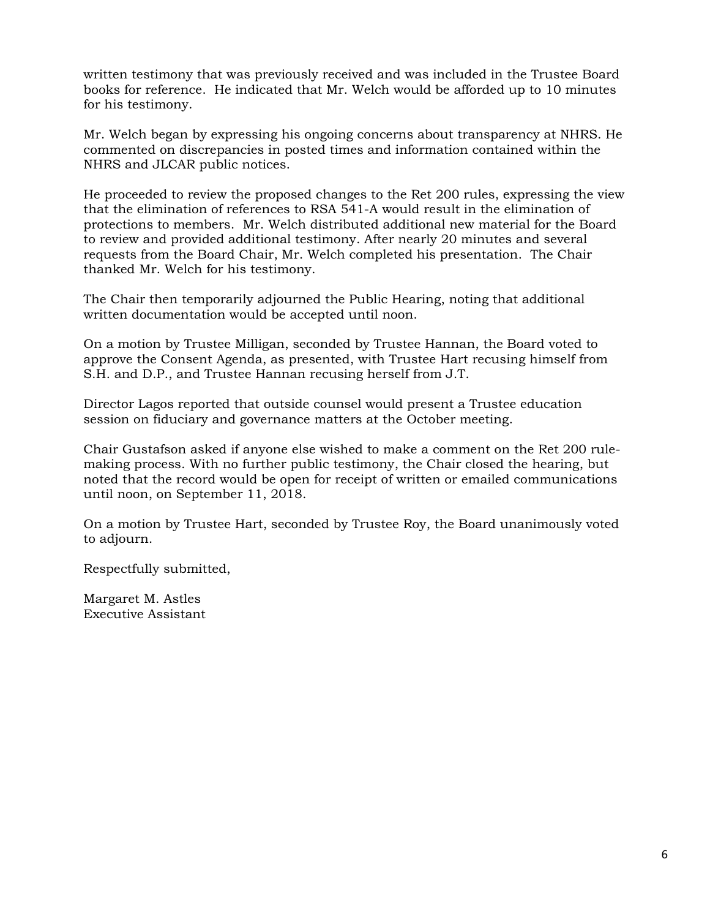written testimony that was previously received and was included in the Trustee Board books for reference. He indicated that Mr. Welch would be afforded up to 10 minutes for his testimony.

Mr. Welch began by expressing his ongoing concerns about transparency at NHRS. He commented on discrepancies in posted times and information contained within the NHRS and JLCAR public notices.

He proceeded to review the proposed changes to the Ret 200 rules, expressing the view that the elimination of references to RSA 541-A would result in the elimination of protections to members. Mr. Welch distributed additional new material for the Board to review and provided additional testimony. After nearly 20 minutes and several requests from the Board Chair, Mr. Welch completed his presentation. The Chair thanked Mr. Welch for his testimony.

The Chair then temporarily adjourned the Public Hearing, noting that additional written documentation would be accepted until noon.

On a motion by Trustee Milligan, seconded by Trustee Hannan, the Board voted to approve the Consent Agenda, as presented, with Trustee Hart recusing himself from S.H. and D.P., and Trustee Hannan recusing herself from J.T.

Director Lagos reported that outside counsel would present a Trustee education session on fiduciary and governance matters at the October meeting.

Chair Gustafson asked if anyone else wished to make a comment on the Ret 200 rule-making process. With no further public testimony, the Chair closed the hearing, but noted that the record would be open for receipt of written or emailed communications until noon, on September 11, 2018.

On a motion by Trustee Hart, seconded by Trustee Roy, the Board unanimously voted to adjourn.

Respectfully submitted,

Margaret M. Astles
Executive Assistant